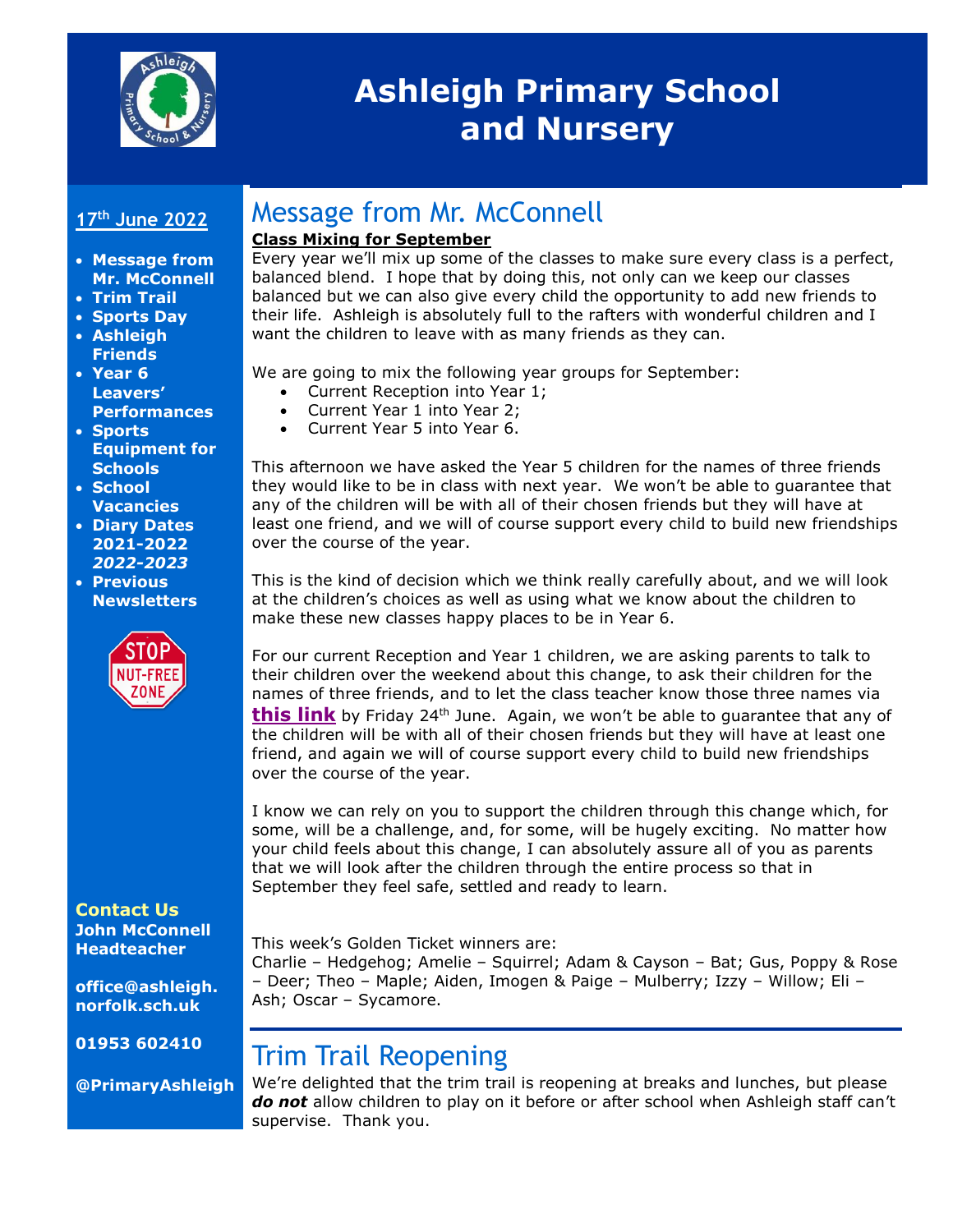# Ashleigh Primary School and Nursery

**17th June 2022**

- **Message from Mr. McConnell**
- **Trim Trail**
- **Sports Day**
- **Ashleigh Friends**
- **Year 6 Leavers' Performances**
- **Sports Equipment for Schools**
- **School Vacancies**
- **Diary Dates 2021-2022** ***2022-2023***
- **Previous Newsletters**

STOP NUT-FREE ZONE

**Contact Us**
**John McConnell**
**Headteacher**

**office@ashleigh.norfolk.sch.uk**

**01953 602410**

**@PrimaryAshleigh**

## Message from Mr. McConnell

**Class Mixing for September**

Every year we'll mix up some of the classes to make sure every class is a perfect, balanced blend. I hope that by doing this, not only can we keep our classes balanced but we can also give every child the opportunity to add new friends to their life. Ashleigh is absolutely full to the rafters with wonderful children and I want the children to leave with as many friends as they can.

We are going to mix the following year groups for September:

- Current Reception into Year 1;
- Current Year 1 into Year 2;
- Current Year 5 into Year 6.

This afternoon we have asked the Year 5 children for the names of three friends they would like to be in class with next year. We won't be able to guarantee that any of the children will be with all of their chosen friends but they will have at least one friend, and we will of course support every child to build new friendships over the course of the year.

This is the kind of decision which we think really carefully about, and we will look at the children's choices as well as using what we know about the children to make these new classes happy places to be in Year 6.

For our current Reception and Year 1 children, we are asking parents to talk to their children over the weekend about this change, to ask their children for the names of three friends, and to let the class teacher know those three names via **this link** by Friday 24th June. Again, we won't be able to guarantee that any of the children will be with all of their chosen friends but they will have at least one friend, and again we will of course support every child to build new friendships over the course of the year.

I know we can rely on you to support the children through this change which, for some, will be a challenge, and, for some, will be hugely exciting. No matter how your child feels about this change, I can absolutely assure all of you as parents that we will look after the children through the entire process so that in September they feel safe, settled and ready to learn.

This week's Golden Ticket winners are:
Charlie – Hedgehog; Amelie – Squirrel; Adam & Cayson – Bat; Gus, Poppy & Rose – Deer; Theo – Maple; Aiden, Imogen & Paige – Mulberry; Izzy – Willow; Eli – Ash; Oscar – Sycamore.

## Trim Trail Reopening

We're delighted that the trim trail is reopening at breaks and lunches, but please ***do not*** allow children to play on it before or after school when Ashleigh staff can't supervise. Thank you.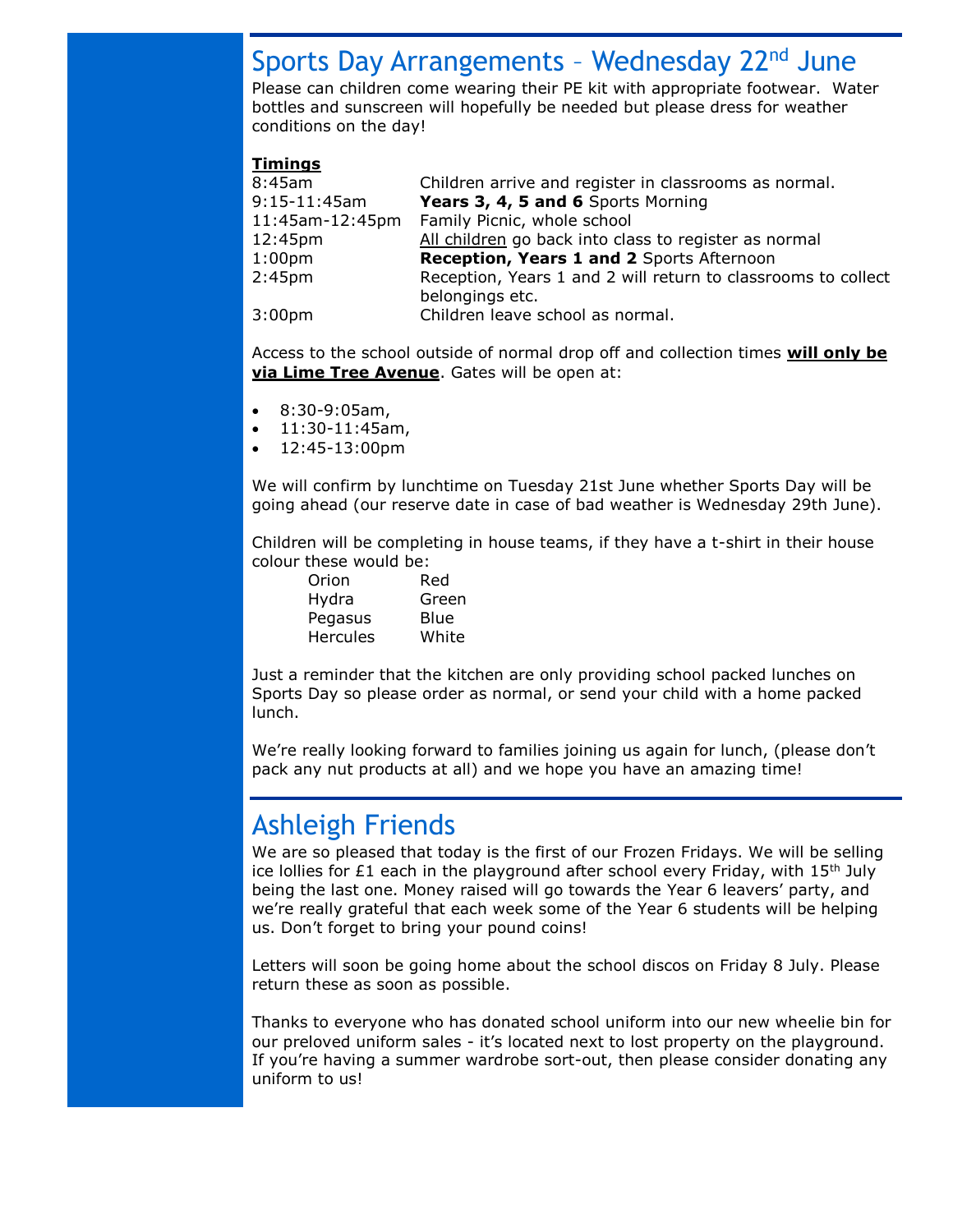## Sports Day Arrangements – Wednesday 22nd June

Please can children come wearing their PE kit with appropriate footwear. Water bottles and sunscreen will hopefully be needed but please dress for weather conditions on the day!

**Timings**

| | |
|---|---|
| 8:45am | Children arrive and register in classrooms as normal. |
| 9:15-11:45am | **Years 3, 4, 5 and 6** Sports Morning |
| 11:45am-12:45pm | Family Picnic, whole school |
| 12:45pm | All children go back into class to register as normal |
| 1:00pm | **Reception, Years 1 and 2** Sports Afternoon |
| 2:45pm | Reception, Years 1 and 2 will return to classrooms to collect belongings etc. |
| 3:00pm | Children leave school as normal. |

Access to the school outside of normal drop off and collection times **will only be via Lime Tree Avenue**. Gates will be open at:

- 8:30-9:05am,
- 11:30-11:45am,
- 12:45-13:00pm

We will confirm by lunchtime on Tuesday 21st June whether Sports Day will be going ahead (our reserve date in case of bad weather is Wednesday 29th June).

Children will be completing in house teams, if they have a t-shirt in their house colour these would be:

| | |
|---|---|
| Orion | Red |
| Hydra | Green |
| Pegasus | Blue |
| Hercules | White |

Just a reminder that the kitchen are only providing school packed lunches on Sports Day so please order as normal, or send your child with a home packed lunch.

We're really looking forward to families joining us again for lunch, (please don't pack any nut products at all) and we hope you have an amazing time!

## Ashleigh Friends

We are so pleased that today is the first of our Frozen Fridays. We will be selling ice lollies for £1 each in the playground after school every Friday, with 15th July being the last one. Money raised will go towards the Year 6 leavers' party, and we're really grateful that each week some of the Year 6 students will be helping us. Don't forget to bring your pound coins!

Letters will soon be going home about the school discos on Friday 8 July. Please return these as soon as possible.

Thanks to everyone who has donated school uniform into our new wheelie bin for our preloved uniform sales - it's located next to lost property on the playground. If you're having a summer wardrobe sort-out, then please consider donating any uniform to us!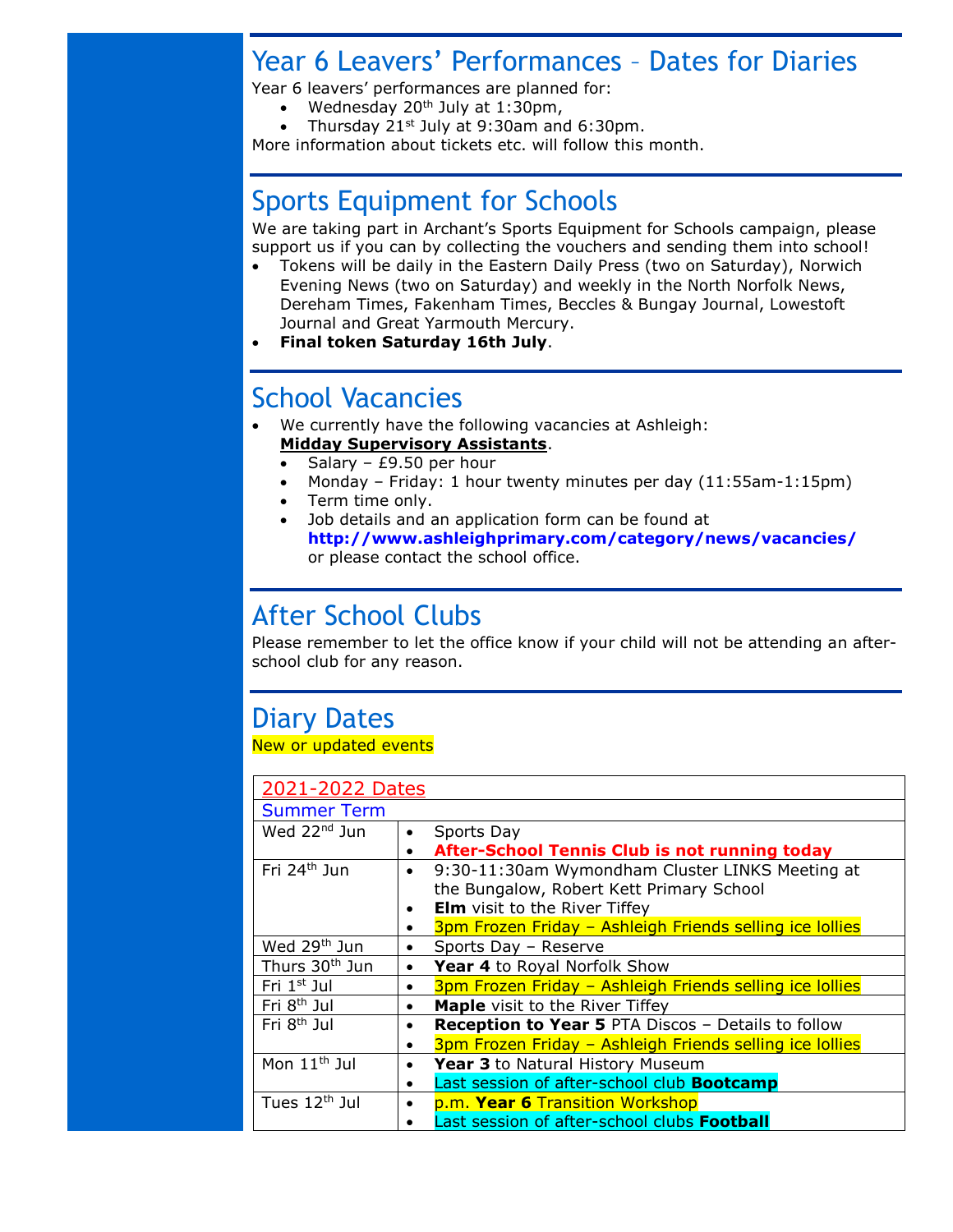## Year 6 Leavers' Performances – Dates for Diaries

Year 6 leavers' performances are planned for:

- Wednesday 20th July at 1:30pm,
- Thursday 21st July at 9:30am and 6:30pm.

More information about tickets etc. will follow this month.

## Sports Equipment for Schools

We are taking part in Archant's Sports Equipment for Schools campaign, please support us if you can by collecting the vouchers and sending them into school!

- Tokens will be daily in the Eastern Daily Press (two on Saturday), Norwich Evening News (two on Saturday) and weekly in the North Norfolk News, Dereham Times, Fakenham Times, Beccles & Bungay Journal, Lowestoft Journal and Great Yarmouth Mercury.
- **Final token Saturday 16th July**.

## School Vacancies

- We currently have the following vacancies at Ashleigh: **Midday Supervisory Assistants**.
  - Salary – £9.50 per hour
  - Monday – Friday: 1 hour twenty minutes per day (11:55am-1:15pm)
  - Term time only.
  - Job details and an application form can be found at **http://www.ashleighprimary.com/category/news/vacancies/** or please contact the school office.

## After School Clubs

Please remember to let the office know if your child will not be attending an after-school club for any reason.

## Diary Dates

New or updated events

| 2021-2022 Dates | |
|---|---|
| Summer Term | |
| Wed 22nd Jun | • Sports Day<br>• **After-School Tennis Club is not running today** |
| Fri 24th Jun | • 9:30-11:30am Wymondham Cluster LINKS Meeting at the Bungalow, Robert Kett Primary School<br>• **Elm** visit to the River Tiffey<br>• 3pm Frozen Friday – Ashleigh Friends selling ice lollies |
| Wed 29th Jun | • Sports Day – Reserve |
| Thurs 30th Jun | • **Year 4** to Royal Norfolk Show |
| Fri 1st Jul | • 3pm Frozen Friday – Ashleigh Friends selling ice lollies |
| Fri 8th Jul | • **Maple** visit to the River Tiffey |
| Fri 8th Jul | • **Reception to Year 5** PTA Discos – Details to follow<br>• 3pm Frozen Friday – Ashleigh Friends selling ice lollies |
| Mon 11th Jul | • **Year 3** to Natural History Museum<br>• Last session of after-school club **Bootcamp** |
| Tues 12th Jul | • p.m. **Year 6** Transition Workshop<br>• Last session of after-school clubs **Football** |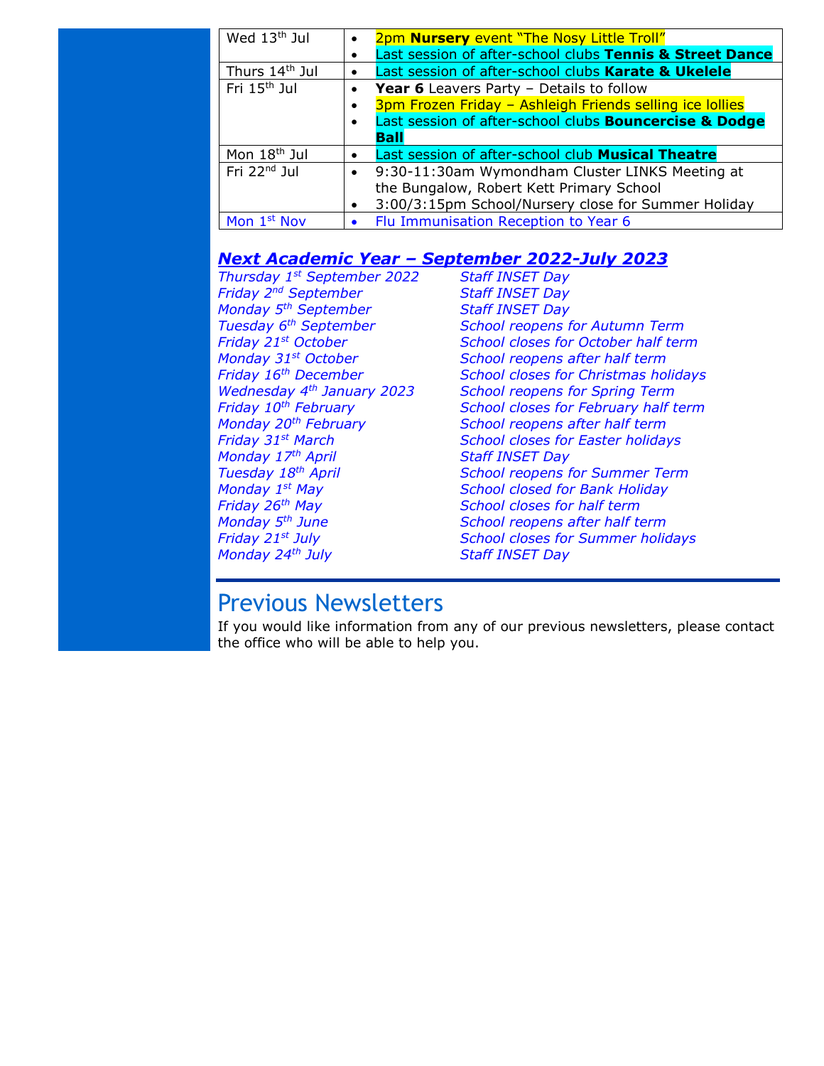| | |
|---|---|
| Wed 13th Jul | • 2pm **Nursery** event "The Nosy Little Troll"<br>• Last session of after-school clubs **Tennis & Street Dance** |
| Thurs 14th Jul | • Last session of after-school clubs **Karate & Ukelele** |
| Fri 15th Jul | • **Year 6** Leavers Party – Details to follow<br>• 3pm Frozen Friday – Ashleigh Friends selling ice lollies<br>• Last session of after-school clubs **Bouncercise & Dodge Ball** |
| Mon 18th Jul | • Last session of after-school club **Musical Theatre** |
| Fri 22nd Jul | • 9:30-11:30am Wymondham Cluster LINKS Meeting at the Bungalow, Robert Kett Primary School<br>• 3:00/3:15pm School/Nursery close for Summer Holiday |
| Mon 1st Nov | • Flu Immunisation Reception to Year 6 |

## ***Next Academic Year – September 2022-July 2023***

| | |
|---|---|
| *Thursday 1st September 2022* | *Staff INSET Day* |
| *Friday 2nd September* | *Staff INSET Day* |
| *Monday 5th September* | *Staff INSET Day* |
| *Tuesday 6th September* | *School reopens for Autumn Term* |
| *Friday 21st October* | *School closes for October half term* |
| *Monday 31st October* | *School reopens after half term* |
| *Friday 16th December* | *School closes for Christmas holidays* |
| *Wednesday 4th January 2023* | *School reopens for Spring Term* |
| *Friday 10th February* | *School closes for February half term* |
| *Monday 20th February* | *School reopens after half term* |
| *Friday 31st March* | *School closes for Easter holidays* |
| *Monday 17th April* | *Staff INSET Day* |
| *Tuesday 18th April* | *School reopens for Summer Term* |
| *Monday 1st May* | *School closed for Bank Holiday* |
| *Friday 26th May* | *School closes for half term* |
| *Monday 5th June* | *School reopens after half term* |
| *Friday 21st July* | *School closes for Summer holidays* |
| *Monday 24th July* | *Staff INSET Day* |

# Previous Newsletters

If you would like information from any of our previous newsletters, please contact the office who will be able to help you.